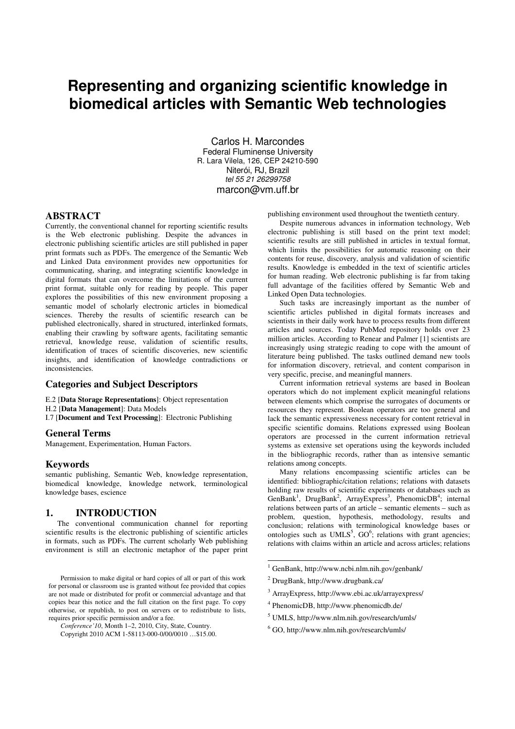# Representing and organizing scientific knowledge in biomedical articles with Semantic Web technologies

Carlos H. Marcondes
Federal Fluminense University
R. Lara Vilela, 126, CEP 24210-590
Niterói, RJ, Brazil
*tel 55 21 26299758*
marcon@vm.uff.br

## ABSTRACT

Currently, the conventional channel for reporting scientific results is the Web electronic publishing. Despite the advances in electronic publishing scientific articles are still published in paper print formats such as PDFs. The emergence of the Semantic Web and Linked Data environment provides new opportunities for communicating, sharing, and integrating scientific knowledge in digital formats that can overcome the limitations of the current print format, suitable only for reading by people. This paper explores the possibilities of this new environment proposing a semantic model of scholarly electronic articles in biomedical sciences. Thereby the results of scientific research can be published electronically, shared in structured, interlinked formats, enabling their crawling by software agents, facilitating semantic retrieval, knowledge reuse, validation of scientific results, identification of traces of scientific discoveries, new scientific insights, and identification of knowledge contradictions or inconsistencies.

## Categories and Subject Descriptors

E.2 [**Data Storage Representations**]: Object representation
H.2 [**Data Management**]: Data Models
I.7 [**Document and Text Processing**]: Electronic Publishing

## General Terms

Management, Experimentation, Human Factors.

## Keywords

semantic publishing, Semantic Web, knowledge representation, biomedical knowledge, knowledge network, terminological knowledge bases, escience

## 1. INTRODUCTION

The conventional communication channel for reporting scientific results is the electronic publishing of scientific articles in formats, such as PDFs. The current scholarly Web publishing environment is still an electronic metaphor of the paper print publishing environment used throughout the twentieth century.

Despite numerous advances in information technology, Web electronic publishing is still based on the print text model; scientific results are still published in articles in textual format, which limits the possibilities for automatic reasoning on their contents for reuse, discovery, analysis and validation of scientific results. Knowledge is embedded in the text of scientific articles for human reading. Web electronic publishing is far from taking full advantage of the facilities offered by Semantic Web and Linked Open Data technologies.

Such tasks are increasingly important as the number of scientific articles published in digital formats increases and scientists in their daily work have to process results from different articles and sources. Today PubMed repository holds over 23 million articles. According to Renear and Palmer [1] scientists are increasingly using strategic reading to cope with the amount of literature being published. The tasks outlined demand new tools for information discovery, retrieval, and content comparison in very specific, precise, and meaningful manners.

Current information retrieval systems are based in Boolean operators which do not implement explicit meaningful relations between elements which comprise the surrogates of documents or resources they represent. Boolean operators are too general and lack the semantic expressiveness necessary for content retrieval in specific scientific domains. Relations expressed using Boolean operators are processed in the current information retrieval systems as extensive set operations using the keywords included in the bibliographic records, rather than as intensive semantic relations among concepts.

Many relations encompassing scientific articles can be identified: bibliographic/citation relations; relations with datasets holding raw results of scientific experiments or databases such as GenBank[1], DrugBank[2], ArrayExpress[3], PhenomicDB[4]; internal relations between parts of an article – semantic elements – such as problem, question, hypothesis, methodology, results and conclusion; relations with terminological knowledge bases or ontologies such as UMLS[5], GO[6]; relations with grant agencies; relations with claims within an article and across articles; relations

Permission to make digital or hard copies of all or part of this work for personal or classroom use is granted without fee provided that copies are not made or distributed for profit or commercial advantage and that copies bear this notice and the full citation on the first page. To copy otherwise, or republish, to post on servers or to redistribute to lists, requires prior specific permission and/or a fee.
*Conference'10*, Month 1–2, 2010, City, State, Country.
Copyright 2010 ACM 1-58113-000-0/00/0010 …$15.00.

[1] GenBank, http://www.ncbi.nlm.nih.gov/genbank/

[2] DrugBank, http://www.drugbank.ca/

[3] ArrayExpress, http://www.ebi.ac.uk/arrayexpress/

[4] PhenomicDB, http://www.phenomicdb.de/

[5] UMLS, http://www.nlm.nih.gov/research/umls/

[6] GO, http://www.nlm.nih.gov/research/umls/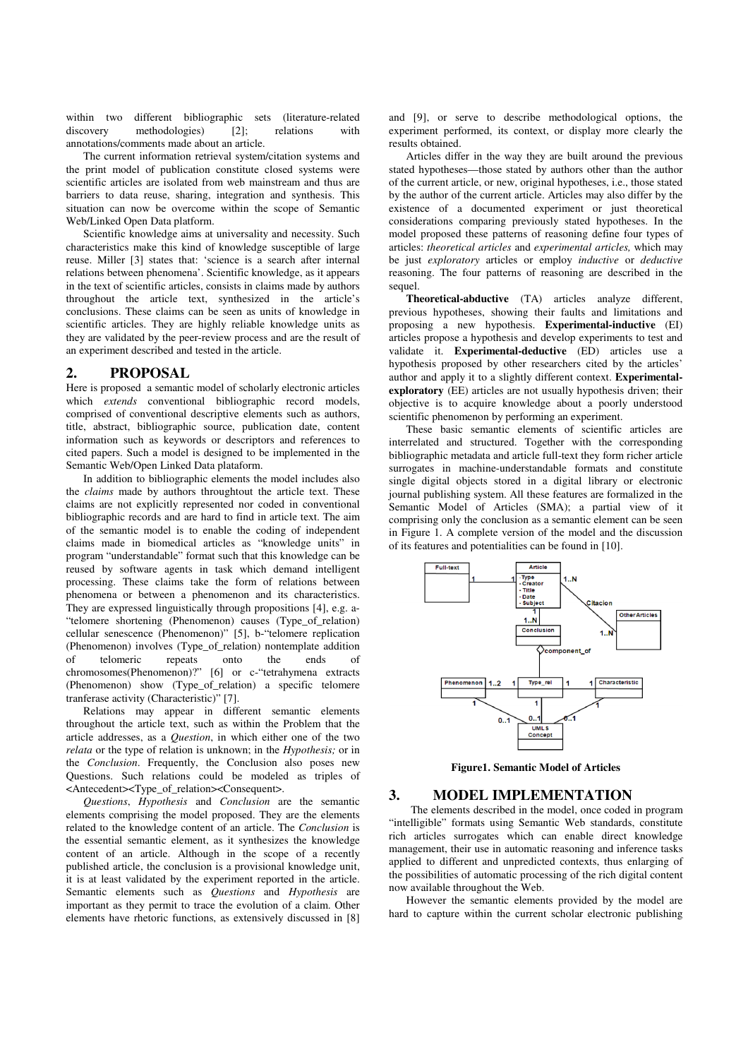within two different bibliographic sets (literature-related discovery methodologies) [2]; relations with annotations/comments made about an article.

The current information retrieval system/citation systems and the print model of publication constitute closed systems were scientific articles are isolated from web mainstream and thus are barriers to data reuse, sharing, integration and synthesis. This situation can now be overcome within the scope of Semantic Web/Linked Open Data platform.

Scientific knowledge aims at universality and necessity. Such characteristics make this kind of knowledge susceptible of large reuse. Miller [3] states that: 'science is a search after internal relations between phenomena'. Scientific knowledge, as it appears in the text of scientific articles, consists in claims made by authors throughout the article text, synthesized in the article's conclusions. These claims can be seen as units of knowledge in scientific articles. They are highly reliable knowledge units as they are validated by the peer-review process and are the result of an experiment described and tested in the article.

## 2. PROPOSAL

Here is proposed a semantic model of scholarly electronic articles which *extends* conventional bibliographic record models, comprised of conventional descriptive elements such as authors, title, abstract, bibliographic source, publication date, content information such as keywords or descriptors and references to cited papers. Such a model is designed to be implemented in the Semantic Web/Open Linked Data plataform.

In addition to bibliographic elements the model includes also the *claims* made by authors throughtout the article text. These claims are not explicitly represented nor coded in conventional bibliographic records and are hard to find in article text. The aim of the semantic model is to enable the coding of independent claims made in biomedical articles as "knowledge units" in program "understandable" format such that this knowledge can be reused by software agents in task which demand intelligent processing. These claims take the form of relations between phenomena or between a phenomenon and its characteristics. They are expressed linguistically through propositions [4], e.g. a-"telomere shortening (Phenomenon) causes (Type_of_relation) cellular senescence (Phenomenon)" [5], b-"telomere replication (Phenomenon) involves (Type_of_relation) nontemplate addition of telomeric repeats onto the ends of chromosomes(Phenomenon)?" [6] or c-"tetrahymena extracts (Phenomenon) show (Type_of_relation) a specific telomere tranferase activity (Characteristic)" [7].

Relations may appear in different semantic elements throughout the article text, such as within the Problem that the article addresses, as a *Question*, in which either one of the two *relata* or the type of relation is unknown; in the *Hypothesis;* or in the *Conclusion*. Frequently, the Conclusion also poses new Questions. Such relations could be modeled as triples of <Antecedent><Type_of_relation><Consequent>.

*Questions*, *Hypothesis* and *Conclusion* are the semantic elements comprising the model proposed. They are the elements related to the knowledge content of an article. The *Conclusion* is the essential semantic element, as it synthesizes the knowledge content of an article. Although in the scope of a recently published article, the conclusion is a provisional knowledge unit, it is at least validated by the experiment reported in the article. Semantic elements such as *Questions* and *Hypothesis* are important as they permit to trace the evolution of a claim. Other elements have rhetoric functions, as extensively discussed in [8] and [9], or serve to describe methodological options, the experiment performed, its context, or display more clearly the results obtained.

Articles differ in the way they are built around the previous stated hypotheses—those stated by authors other than the author of the current article, or new, original hypotheses, i.e., those stated by the author of the current article. Articles may also differ by the existence of a documented experiment or just theoretical considerations comparing previously stated hypotheses. In the model proposed these patterns of reasoning define four types of articles: *theoretical articles* and *experimental articles,* which may be just *exploratory* articles or employ *inductive* or *deductive* reasoning. The four patterns of reasoning are described in the sequel.

**Theoretical-abductive** (TA) articles analyze different, previous hypotheses, showing their faults and limitations and proposing a new hypothesis. **Experimental-inductive** (EI) articles propose a hypothesis and develop experiments to test and validate it. **Experimental-deductive** (ED) articles use a hypothesis proposed by other researchers cited by the articles' author and apply it to a slightly different context. **Experimental-exploratory** (EE) articles are not usually hypothesis driven; their objective is to acquire knowledge about a poorly understood scientific phenomenon by performing an experiment.

These basic semantic elements of scientific articles are interrelated and structured. Together with the corresponding bibliographic metadata and article full-text they form richer article surrogates in machine-understandable formats and constitute single digital objects stored in a digital library or electronic journal publishing system. All these features are formalized in the Semantic Model of Articles (SMA); a partial view of it comprising only the conclusion as a semantic element can be seen in Figure 1. A complete version of the model and the discussion of its features and potentialities can be found in [10].

**Figure1. Semantic Model of Articles**

## 3. MODEL IMPLEMENTATION

The elements described in the model, once coded in program "intelligible" formats using Semantic Web standards, constitute rich articles surrogates which can enable direct knowledge management, their use in automatic reasoning and inference tasks applied to different and unpredicted contexts, thus enlarging of the possibilities of automatic processing of the rich digital content now available throughout the Web.

However the semantic elements provided by the model are hard to capture within the current scholar electronic publishing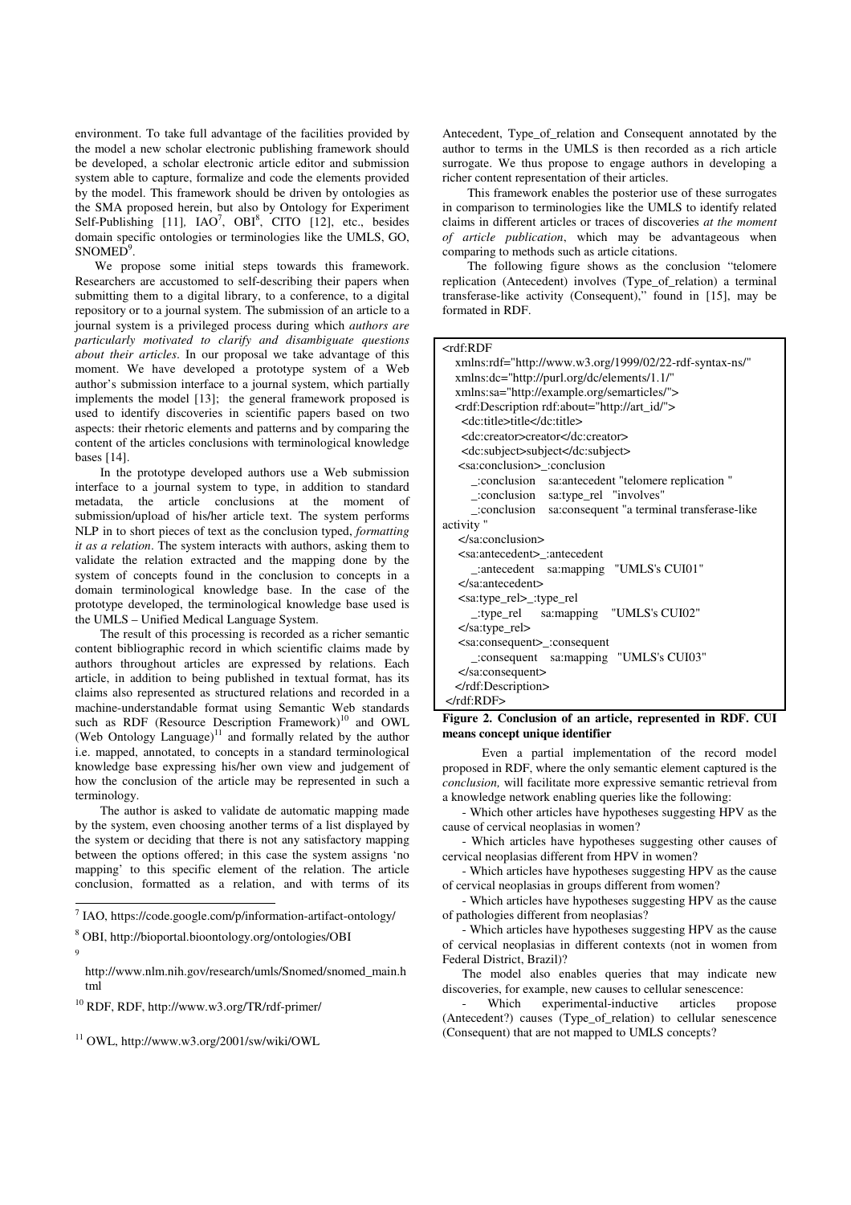environment. To take full advantage of the facilities provided by the model a new scholar electronic publishing framework should be developed, a scholar electronic article editor and submission system able to capture, formalize and code the elements provided by the model. This framework should be driven by ontologies as the SMA proposed herein, but also by Ontology for Experiment Self-Publishing [11], IAO[7], OBI[8], CITO [12], etc., besides domain specific ontologies or terminologies like the UMLS, GO, SNOMED[9].

We propose some initial steps towards this framework. Researchers are accustomed to self-describing their papers when submitting them to a digital library, to a conference, to a digital repository or to a journal system. The submission of an article to a journal system is a privileged process during which *authors are particularly motivated to clarify and disambiguate questions about their articles*. In our proposal we take advantage of this moment. We have developed a prototype system of a Web author's submission interface to a journal system, which partially implements the model [13]; the general framework proposed is used to identify discoveries in scientific papers based on two aspects: their rhetoric elements and patterns and by comparing the content of the articles conclusions with terminological knowledge bases [14].

In the prototype developed authors use a Web submission interface to a journal system to type, in addition to standard metadata, the article conclusions at the moment of submission/upload of his/her article text. The system performs NLP in to short pieces of text as the conclusion typed, *formatting it as a relation*. The system interacts with authors, asking them to validate the relation extracted and the mapping done by the system of concepts found in the conclusion to concepts in a domain terminological knowledge base. In the case of the prototype developed, the terminological knowledge base used is the UMLS – Unified Medical Language System.

The result of this processing is recorded as a richer semantic content bibliographic record in which scientific claims made by authors throughout articles are expressed by relations. Each article, in addition to being published in textual format, has its claims also represented as structured relations and recorded in a machine-understandable format using Semantic Web standards such as RDF (Resource Description Framework)[10] and OWL (Web Ontology Language)[11] and formally related by the author i.e. mapped, annotated, to concepts in a standard terminological knowledge base expressing his/her own view and judgement of how the conclusion of the article may be represented in such a terminology.

The author is asked to validate de automatic mapping made by the system, even choosing another terms of a list displayed by the system or deciding that there is not any satisfactory mapping between the options offered; in this case the system assigns 'no mapping' to this specific element of the relation. The article conclusion, formatted as a relation, and with terms of its Antecedent, Type_of_relation and Consequent annotated by the author to terms in the UMLS is then recorded as a rich article surrogate. We thus propose to engage authors in developing a richer content representation of their articles.

This framework enables the posterior use of these surrogates in comparison to terminologies like the UMLS to identify related claims in different articles or traces of discoveries *at the moment of article publication*, which may be advantageous when comparing to methods such as article citations.

The following figure shows as the conclusion "telomere replication (Antecedent) involves (Type_of_relation) a terminal transferase-like activity (Consequent)," found in [15], may be formated in RDF.

```
<rdf:RDF
   xmlns:rdf="http://www.w3.org/1999/02/22-rdf-syntax-ns/"
   xmlns:dc="http://purl.org/dc/elements/1.1/"
   xmlns:sa="http://example.org/semarticles/">
   <rdf:Description rdf:about="http://art_id/">
     <dc:title>title</dc:title>
     <dc:creator>creator</dc:creator>
     <dc:subject>subject</dc:subject>
    <sa:conclusion>_:conclusion
       _:conclusion    sa:antecedent "telomere replication "
       _:conclusion    sa:type_rel   "involves"
       _:conclusion    sa:consequent "a terminal transferase-like
activity "
    </sa:conclusion>
    <sa:antecedent>_:antecedent
       _:antecedent    sa:mapping   "UMLS's CUI01"
    </sa:antecedent>
    <sa:type_rel>_:type_rel
       _:type_rel      sa:mapping    "UMLS's CUI02"
    </sa:type_rel>
    <sa:consequent>_:consequent
       _:consequent    sa:mapping   "UMLS's CUI03"
    </sa:consequent>
   </rdf:Description>
</rdf:RDF>
```

**Figure 2. Conclusion of an article, represented in RDF. CUI means concept unique identifier**

Even a partial implementation of the record model proposed in RDF, where the only semantic element captured is the *conclusion,* will facilitate more expressive semantic retrieval from a knowledge network enabling queries like the following:

- Which other articles have hypotheses suggesting HPV as the cause of cervical neoplasias in women?
- Which articles have hypotheses suggesting other causes of cervical neoplasias different from HPV in women?
- Which articles have hypotheses suggesting HPV as the cause of cervical neoplasias in groups different from women?
- Which articles have hypotheses suggesting HPV as the cause of pathologies different from neoplasias?
- Which articles have hypotheses suggesting HPV as the cause of cervical neoplasias in different contexts (not in women from Federal District, Brazil)?

The model also enables queries that may indicate new discoveries, for example, new causes to cellular senescence:

- Which experimental-inductive articles propose (Antecedent?) causes (Type_of_relation) to cellular senescence (Consequent) that are not mapped to UMLS concepts?

---

[7] IAO, https://code.google.com/p/information-artifact-ontology/

[8] OBI, http://bioportal.bioontology.org/ontologies/OBI

[9] http://www.nlm.nih.gov/research/umls/Snomed/snomed_main.html

[10] RDF, RDF, http://www.w3.org/TR/rdf-primer/

[11] OWL, http://www.w3.org/2001/sw/wiki/OWL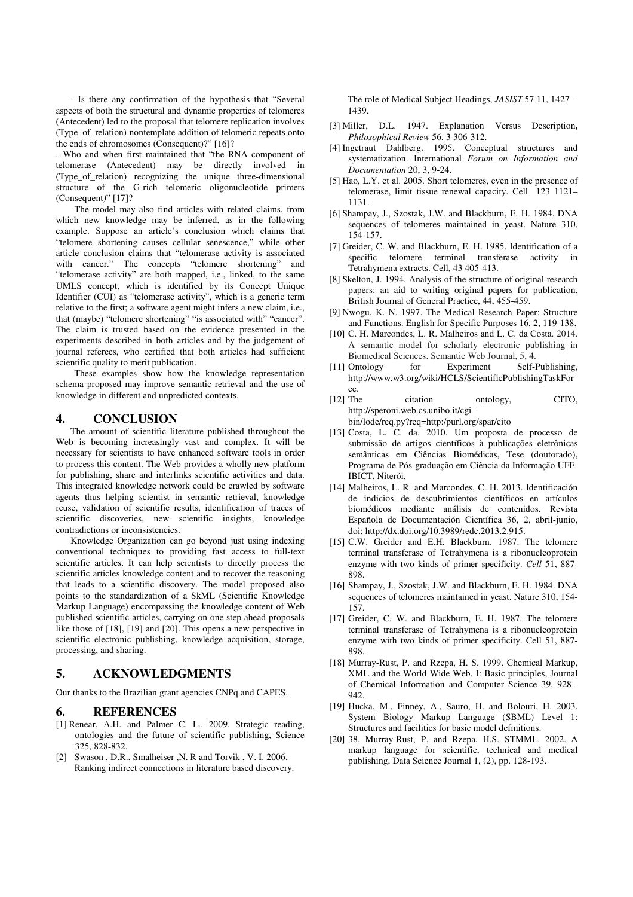- Is there any confirmation of the hypothesis that "Several aspects of both the structural and dynamic properties of telomeres (Antecedent) led to the proposal that telomere replication involves (Type_of_relation) nontemplate addition of telomeric repeats onto the ends of chromosomes (Consequent)?" [16]?

- Who and when first maintained that "the RNA component of telomerase (Antecedent) may be directly involved in (Type_of_relation) recognizing the unique three-dimensional structure of the G-rich telomeric oligonucleotide primers (Consequent*)*" [17]?

The model may also find articles with related claims, from which new knowledge may be inferred, as in the following example. Suppose an article's conclusion which claims that "telomere shortening causes cellular senescence," while other article conclusion claims that "telomerase activity is associated with cancer." The concepts "telomere shortening" and "telomerase activity" are both mapped, i.e., linked, to the same UMLS concept, which is identified by its Concept Unique Identifier (CUI) as "telomerase activity", which is a generic term relative to the first; a software agent might infers a new claim, i.e., that (maybe) "telomere shortening" "is associated with" "cancer". The claim is trusted based on the evidence presented in the experiments described in both articles and by the judgement of journal referees, who certified that both articles had sufficient scientific quality to merit publication.

These examples show how the knowledge representation schema proposed may improve semantic retrieval and the use of knowledge in different and unpredicted contexts.

## 4. CONCLUSION

The amount of scientific literature published throughout the Web is becoming increasingly vast and complex. It will be necessary for scientists to have enhanced software tools in order to process this content. The Web provides a wholly new platform for publishing, share and interlinks scientific activities and data. This integrated knowledge network could be crawled by software agents thus helping scientist in semantic retrieval, knowledge reuse, validation of scientific results, identification of traces of scientific discoveries, new scientific insights, knowledge contradictions or inconsistencies.

Knowledge Organization can go beyond just using indexing conventional techniques to providing fast access to full-text scientific articles. It can help scientists to directly process the scientific articles knowledge content and to recover the reasoning that leads to a scientific discovery. The model proposed also points to the standardization of a SkML (Scientific Knowledge Markup Language) encompassing the knowledge content of Web published scientific articles, carrying on one step ahead proposals like those of [18], [19] and [20]. This opens a new perspective in scientific electronic publishing, knowledge acquisition, storage, processing, and sharing.

## 5. ACKNOWLEDGMENTS

Our thanks to the Brazilian grant agencies CNPq and CAPES.

## 6. REFERENCES

[1] Renear, A.H. and Palmer C. L.. 2009. Strategic reading, ontologies and the future of scientific publishing, Science 325, 828-832.

[2] Swason , D.R., Smalheiser ,N. R and Torvik , V. I. 2006. Ranking indirect connections in literature based discovery. The role of Medical Subject Headings, *JASIST* 57 11, 1427–1439.

[3] Miller, D.L. 1947. Explanation Versus Description**,** *Philosophical Review* 56, 3 306-312.

[4] Ingetraut Dahlberg. 1995. Conceptual structures and systematization. International *Forum on Information and Documentation* 20, 3, 9-24.

[5] Hao, L.Y. et al. 2005. Short telomeres, even in the presence of telomerase, limit tissue renewal capacity. Cell 123 1121–1131.

[6] Shampay, J., Szostak, J.W. and Blackburn, E. H. 1984. DNA sequences of telomeres maintained in yeast. Nature 310, 154-157.

[7] Greider, C. W. and Blackburn, E. H. 1985. Identification of a specific telomere terminal transferase activity in Tetrahymena extracts. Cell, 43 405-413.

[8] Skelton, J. 1994. Analysis of the structure of original research papers: an aid to writing original papers for publication. British Journal of General Practice, 44, 455-459.

[9] Nwogu, K. N. 1997. The Medical Research Paper: Structure and Functions. English for Specific Purposes 16, 2, 119-138.

[10] C. H. Marcondes, L. R. Malheiros and L. C. da Costa. 2014. A semantic model for scholarly electronic publishing in Biomedical Sciences. Semantic Web Journal, 5, 4.

[11] Ontology for Experiment Self-Publishing, http://www.w3.org/wiki/HCLS/ScientificPublishingTaskForce.

[12] The citation ontology, CITO, http://speroni.web.cs.unibo.it/cgi-bin/lode/req.py?req=http:/purl.org/spar/cito

[13] Costa, L. C. da. 2010. Um proposta de processo de submissão de artigos científicos à publicações eletrônicas semânticas em Ciências Biomédicas, Tese (doutorado), Programa de Pós-graduação em Ciência da Informação UFF-IBICT. Niterói.

[14] Malheiros, L. R. and Marcondes, C. H. 2013. Identificación de indicios de descubrimientos científicos en artículos biomédicos mediante análisis de contenidos. Revista Española de Documentación Científica 36, 2, abril-junio, doi: http://dx.doi.org/10.3989/redc.2013.2.915.

[15] C.W. Greider and E.H. Blackburn. 1987. The telomere terminal transferase of Tetrahymena is a ribonucleoprotein enzyme with two kinds of primer specificity. *Cell* 51, 887-898.

[16] Shampay, J., Szostak, J.W. and Blackburn, E. H. 1984. DNA sequences of telomeres maintained in yeast. Nature 310, 154-157.

[17] Greider, C. W. and Blackburn, E. H. 1987. The telomere terminal transferase of Tetrahymena is a ribonucleoprotein enzyme with two kinds of primer specificity. Cell 51, 887-898.

[18] Murray-Rust, P. and Rzepa, H. S. 1999. Chemical Markup, XML and the World Wide Web. I: Basic principles, Journal of Chemical Information and Computer Science 39, 928--942.

[19] Hucka, M., Finney, A., Sauro, H. and Bolouri, H. 2003. System Biology Markup Language (SBML) Level 1: Structures and facilities for basic model definitions.

[20] 38. Murray-Rust, P. and Rzepa, H.S. STMML. 2002. A markup language for scientific, technical and medical publishing, Data Science Journal 1, (2), pp. 128-193.